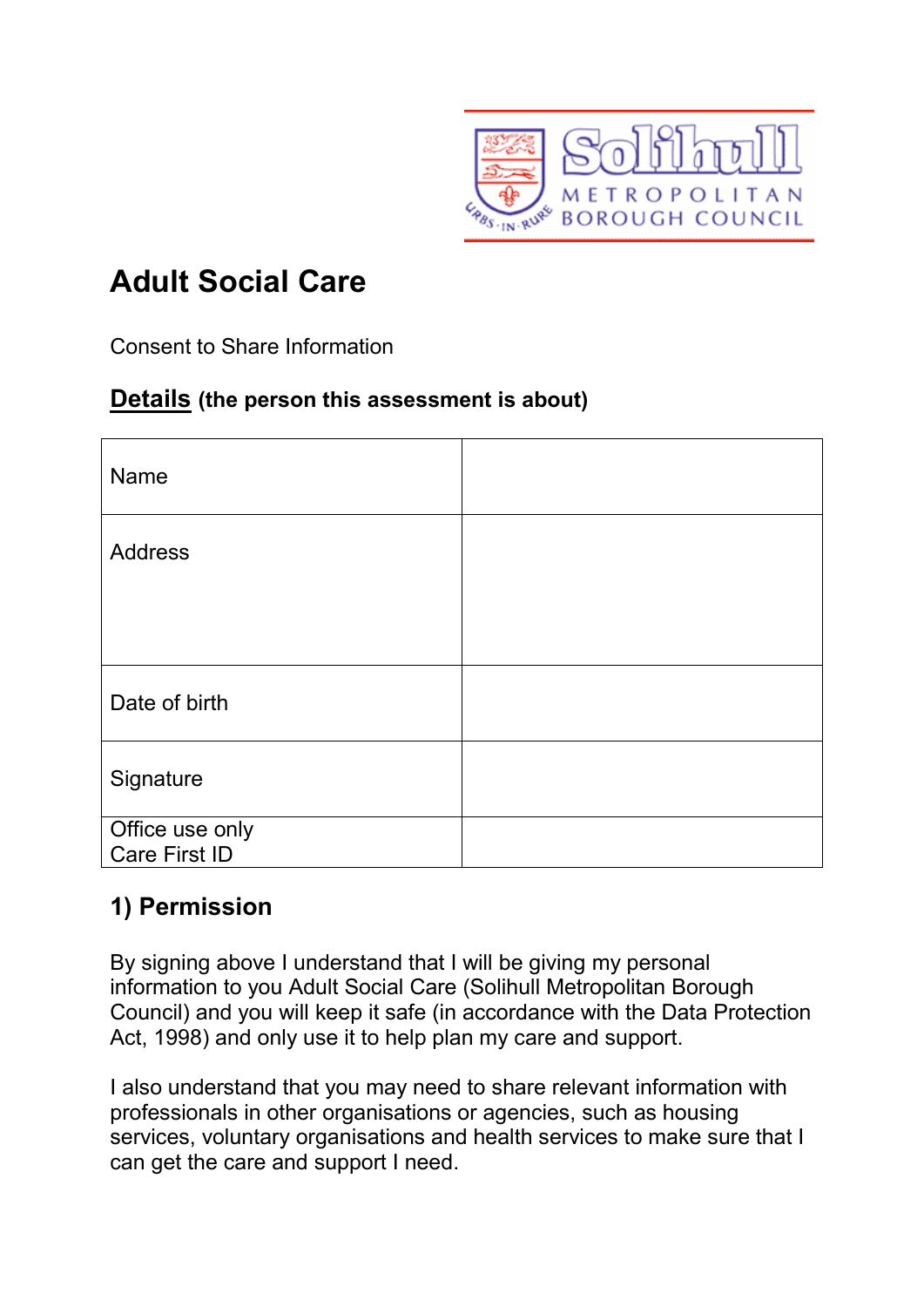# Adult Social Care

Consent to Share Information

**<u>Details</u> (the person this assessment is about)**

| Name | |
|---|---|
| Address | |
| Date of birth | |
| Signature | |
| Office use only<br>Care First ID | |

## 1) Permission

By signing above I understand that I will be giving my personal information to you Adult Social Care (Solihull Metropolitan Borough Council) and you will keep it safe (in accordance with the Data Protection Act, 1998) and only use it to help plan my care and support.

I also understand that you may need to share relevant information with professionals in other organisations or agencies, such as housing services, voluntary organisations and health services to make sure that I can get the care and support I need.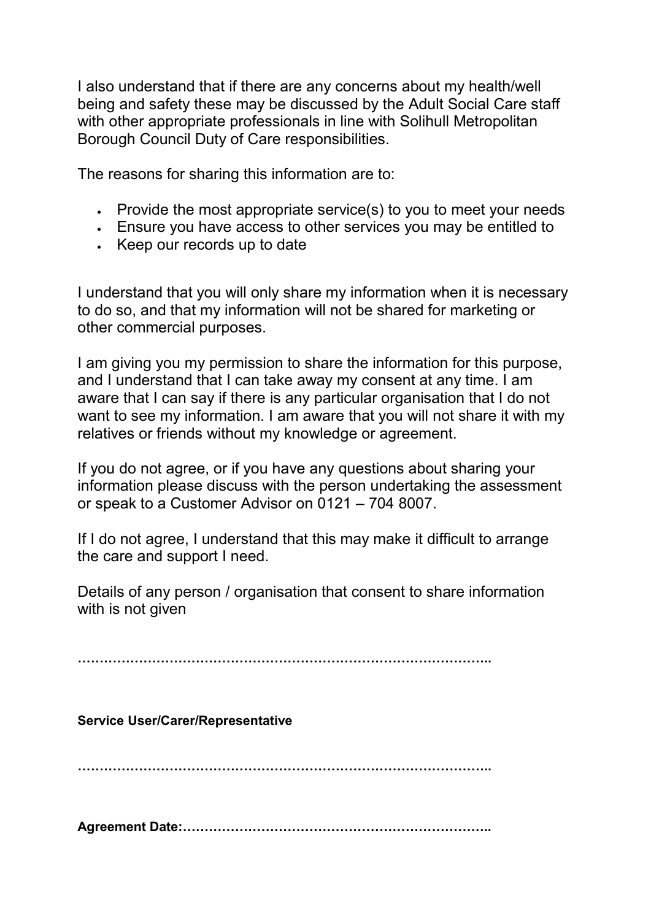I also understand that if there are any concerns about my health/well being and safety these may be discussed by the Adult Social Care staff with other appropriate professionals in line with Solihull Metropolitan Borough Council Duty of Care responsibilities.

The reasons for sharing this information are to:

- Provide the most appropriate service(s) to you to meet your needs
- Ensure you have access to other services you may be entitled to
- Keep our records up to date

I understand that you will only share my information when it is necessary to do so, and that my information will not be shared for marketing or other commercial purposes.

I am giving you my permission to share the information for this purpose, and I understand that I can take away my consent at any time. I am aware that I can say if there is any particular organisation that I do not want to see my information. I am aware that you will not share it with my relatives or friends without my knowledge or agreement.

If you do not agree, or if you have any questions about sharing your information please discuss with the person undertaking the assessment or speak to a Customer Advisor on 0121 – 704 8007.

If I do not agree, I understand that this may make it difficult to arrange the care and support I need.

Details of any person / organisation that consent to share information with is not given

……………………………………………………………………………………..

**Service User/Carer/Representative**

……………………………………………………………………………………..

**Agreement Date:……………………………………………………………..**